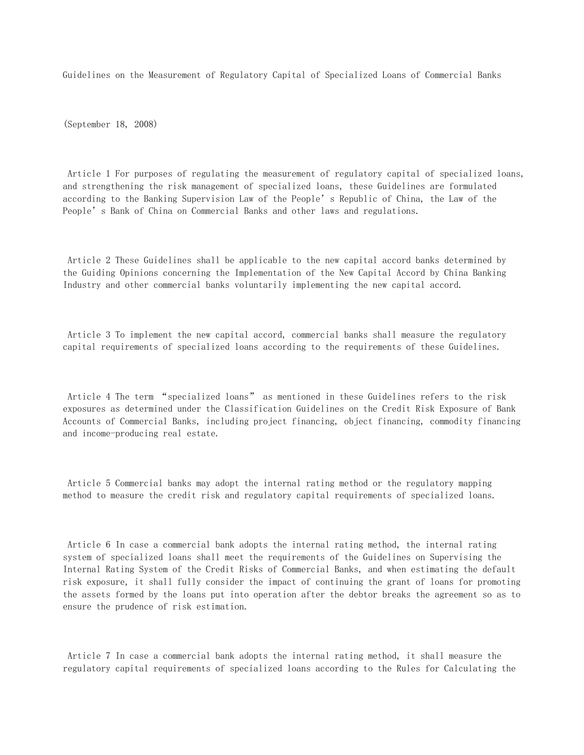# Guidelines on the Measurement of Regulatory Capital of Specialized Loans of Commercial Banks

(September 18, 2008)

Article 1 For purposes of regulating the measurement of regulatory capital of specialized loans, and strengthening the risk management of specialized loans, these Guidelines are formulated according to the Banking Supervision Law of the People's Republic of China, the Law of the People's Bank of China on Commercial Banks and other laws and regulations.

Article 2 These Guidelines shall be applicable to the new capital accord banks determined by the Guiding Opinions concerning the Implementation of the New Capital Accord by China Banking Industry and other commercial banks voluntarily implementing the new capital accord.

Article 3 To implement the new capital accord, commercial banks shall measure the regulatory capital requirements of specialized loans according to the requirements of these Guidelines.

Article 4 The term "specialized loans" as mentioned in these Guidelines refers to the risk exposures as determined under the Classification Guidelines on the Credit Risk Exposure of Bank Accounts of Commercial Banks, including project financing, object financing, commodity financing and income-producing real estate.

Article 5 Commercial banks may adopt the internal rating method or the regulatory mapping method to measure the credit risk and regulatory capital requirements of specialized loans.

Article 6 In case a commercial bank adopts the internal rating method, the internal rating system of specialized loans shall meet the requirements of the Guidelines on Supervising the Internal Rating System of the Credit Risks of Commercial Banks, and when estimating the default risk exposure, it shall fully consider the impact of continuing the grant of loans for promoting the assets formed by the loans put into operation after the debtor breaks the agreement so as to ensure the prudence of risk estimation.

Article 7 In case a commercial bank adopts the internal rating method, it shall measure the regulatory capital requirements of specialized loans according to the Rules for Calculating the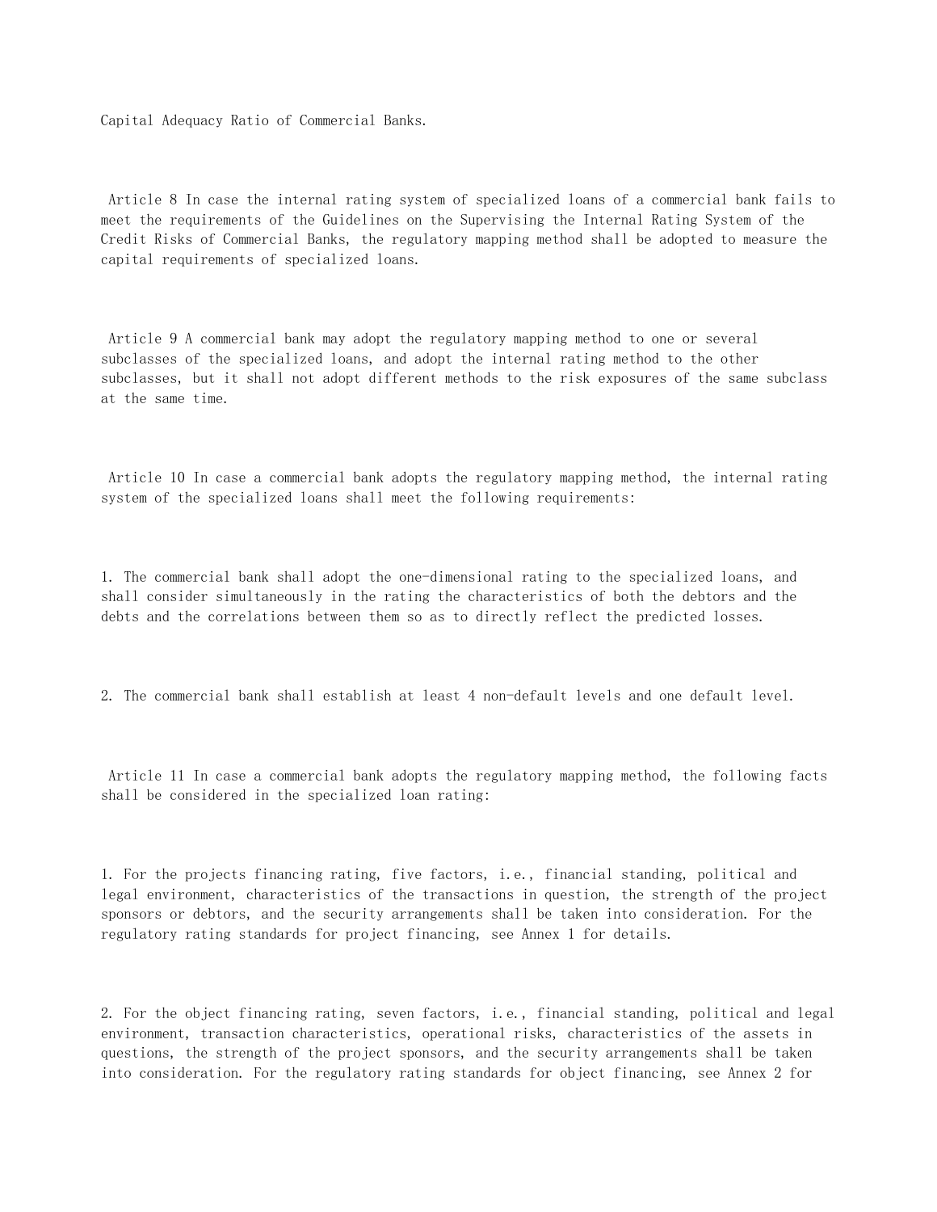Capital Adequacy Ratio of Commercial Banks.

Article 8 In case the internal rating system of specialized loans of a commercial bank fails to meet the requirements of the Guidelines on the Supervising the Internal Rating System of the Credit Risks of Commercial Banks, the regulatory mapping method shall be adopted to measure the capital requirements of specialized loans.

Article 9 A commercial bank may adopt the regulatory mapping method to one or several subclasses of the specialized loans, and adopt the internal rating method to the other subclasses, but it shall not adopt different methods to the risk exposures of the same subclass at the same time.

Article 10 In case a commercial bank adopts the regulatory mapping method, the internal rating system of the specialized loans shall meet the following requirements:

1. The commercial bank shall adopt the one-dimensional rating to the specialized loans, and shall consider simultaneously in the rating the characteristics of both the debtors and the debts and the correlations between them so as to directly reflect the predicted losses.

2. The commercial bank shall establish at least 4 non-default levels and one default level.

Article 11 In case a commercial bank adopts the regulatory mapping method, the following facts shall be considered in the specialized loan rating:

1. For the projects financing rating, five factors, i.e., financial standing, political and legal environment, characteristics of the transactions in question, the strength of the project sponsors or debtors, and the security arrangements shall be taken into consideration. For the regulatory rating standards for project financing, see Annex 1 for details.

2. For the object financing rating, seven factors, i.e., financial standing, political and legal environment, transaction characteristics, operational risks, characteristics of the assets in questions, the strength of the project sponsors, and the security arrangements shall be taken into consideration. For the regulatory rating standards for object financing, see Annex 2 for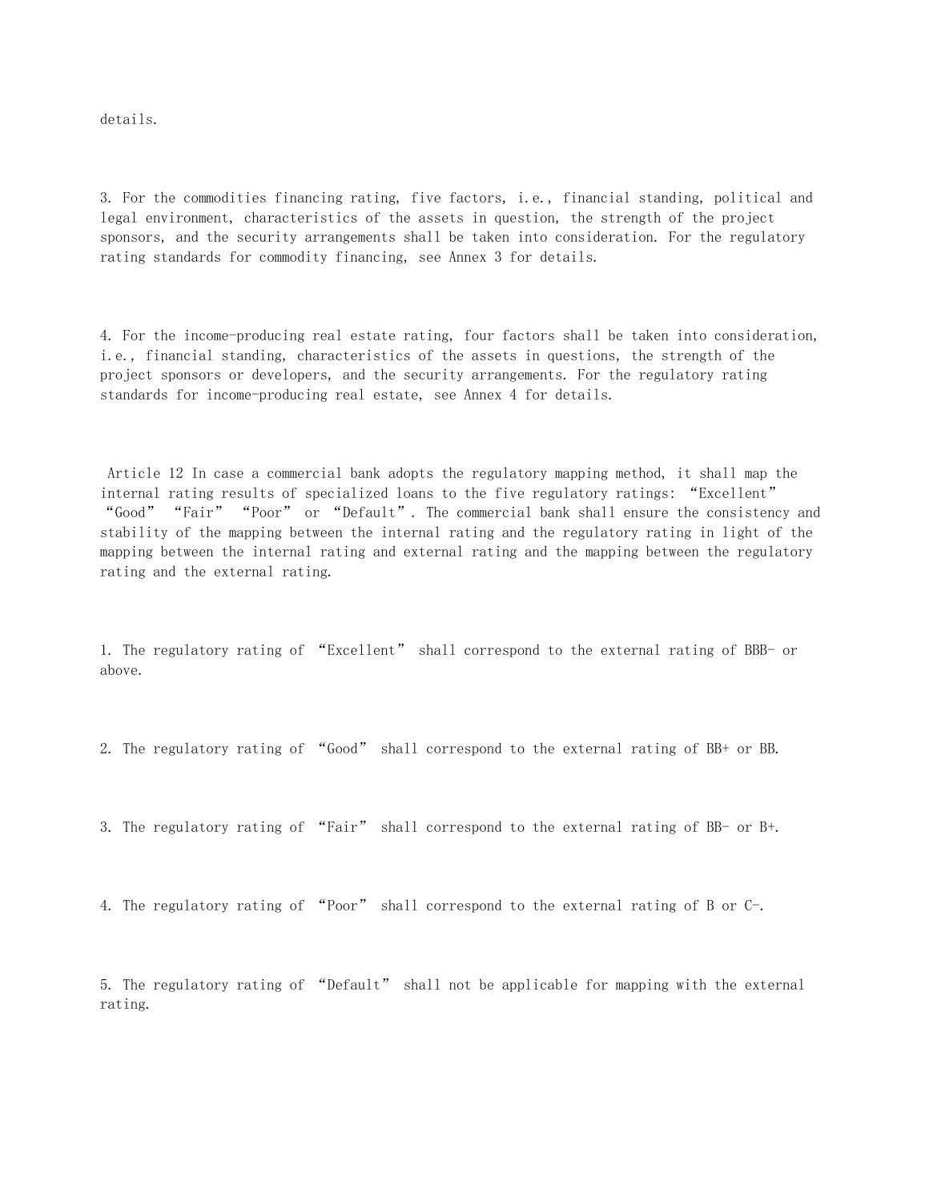details.

3. For the commodities financing rating, five factors, i.e., financial standing, political and legal environment, characteristics of the assets in question, the strength of the project sponsors, and the security arrangements shall be taken into consideration. For the regulatory rating standards for commodity financing, see Annex 3 for details.

4. For the income-producing real estate rating, four factors shall be taken into consideration, i.e., financial standing, characteristics of the assets in questions, the strength of the project sponsors or developers, and the security arrangements. For the regulatory rating standards for income-producing real estate, see Annex 4 for details.

Article 12 In case a commercial bank adopts the regulatory mapping method, it shall map the internal rating results of specialized loans to the five regulatory ratings: “Excellent” “Good” “Fair” “Poor” or “Default”. The commercial bank shall ensure the consistency and stability of the mapping between the internal rating and the regulatory rating in light of the mapping between the internal rating and external rating and the mapping between the regulatory rating and the external rating.

1. The regulatory rating of “Excellent” shall correspond to the external rating of BBB- or above.

2. The regulatory rating of “Good” shall correspond to the external rating of BB+ or BB.

3. The regulatory rating of “Fair” shall correspond to the external rating of BB- or B+.

4. The regulatory rating of “Poor” shall correspond to the external rating of B or C-.

5. The regulatory rating of “Default” shall not be applicable for mapping with the external rating.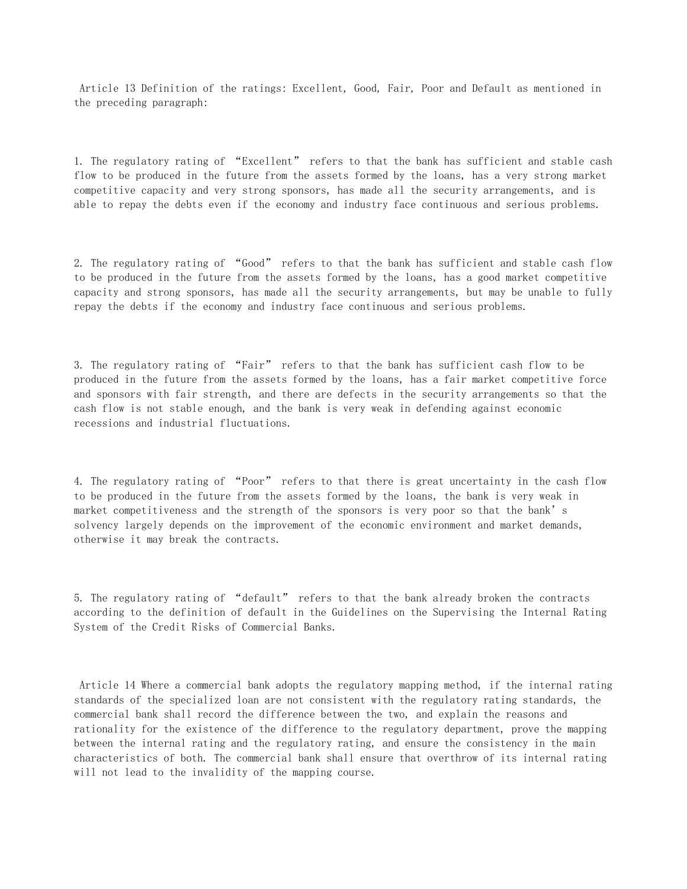Article 13 Definition of the ratings: Excellent, Good, Fair, Poor and Default as mentioned in the preceding paragraph:

1. The regulatory rating of “Excellent” refers to that the bank has sufficient and stable cash flow to be produced in the future from the assets formed by the loans, has a very strong market competitive capacity and very strong sponsors, has made all the security arrangements, and is able to repay the debts even if the economy and industry face continuous and serious problems.

2. The regulatory rating of “Good” refers to that the bank has sufficient and stable cash flow to be produced in the future from the assets formed by the loans, has a good market competitive capacity and strong sponsors, has made all the security arrangements, but may be unable to fully repay the debts if the economy and industry face continuous and serious problems.

3. The regulatory rating of “Fair” refers to that the bank has sufficient cash flow to be produced in the future from the assets formed by the loans, has a fair market competitive force and sponsors with fair strength, and there are defects in the security arrangements so that the cash flow is not stable enough, and the bank is very weak in defending against economic recessions and industrial fluctuations.

4. The regulatory rating of “Poor” refers to that there is great uncertainty in the cash flow to be produced in the future from the assets formed by the loans, the bank is very weak in market competitiveness and the strength of the sponsors is very poor so that the bank’s solvency largely depends on the improvement of the economic environment and market demands, otherwise it may break the contracts.

5. The regulatory rating of “default” refers to that the bank already broken the contracts according to the definition of default in the Guidelines on the Supervising the Internal Rating System of the Credit Risks of Commercial Banks.

Article 14 Where a commercial bank adopts the regulatory mapping method, if the internal rating standards of the specialized loan are not consistent with the regulatory rating standards, the commercial bank shall record the difference between the two, and explain the reasons and rationality for the existence of the difference to the regulatory department, prove the mapping between the internal rating and the regulatory rating, and ensure the consistency in the main characteristics of both. The commercial bank shall ensure that overthrow of its internal rating will not lead to the invalidity of the mapping course.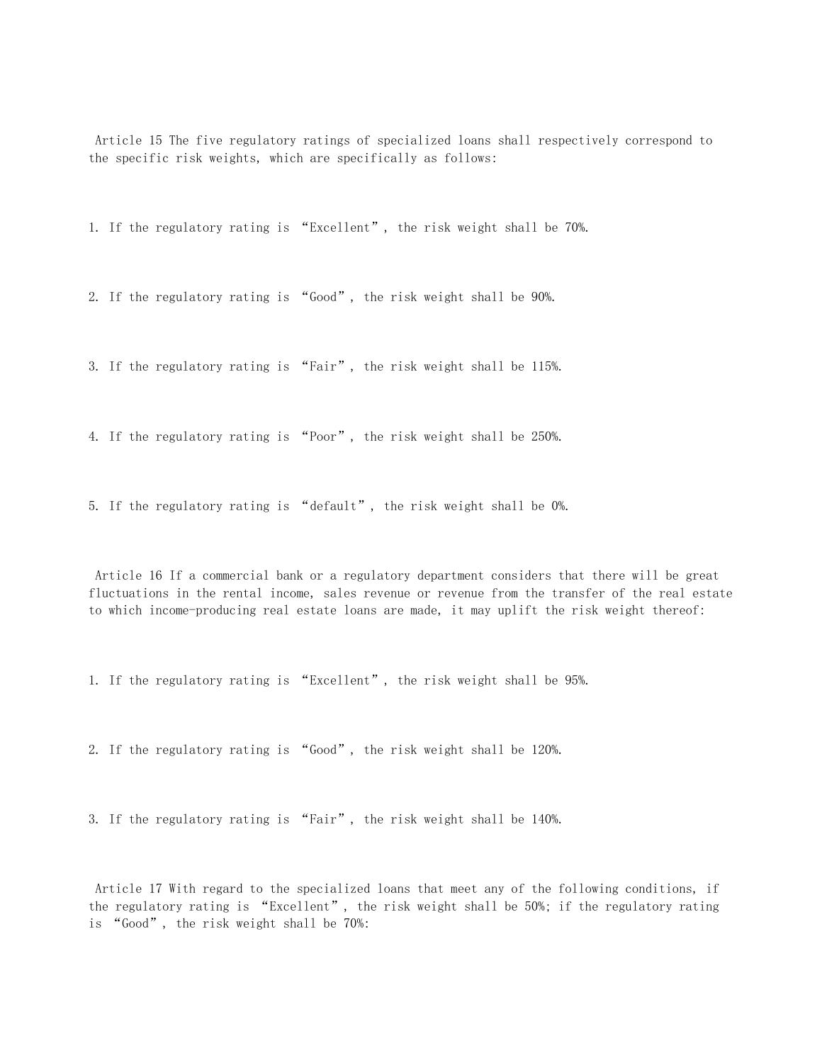Article 15 The five regulatory ratings of specialized loans shall respectively correspond to the specific risk weights, which are specifically as follows:

1. If the regulatory rating is “Excellent”, the risk weight shall be 70%.

2. If the regulatory rating is “Good”, the risk weight shall be 90%.

3. If the regulatory rating is “Fair”, the risk weight shall be 115%.

4. If the regulatory rating is “Poor”, the risk weight shall be 250%.

5. If the regulatory rating is “default”, the risk weight shall be 0%.

Article 16 If a commercial bank or a regulatory department considers that there will be great fluctuations in the rental income, sales revenue or revenue from the transfer of the real estate to which income-producing real estate loans are made, it may uplift the risk weight thereof:

1. If the regulatory rating is “Excellent”, the risk weight shall be 95%.

2. If the regulatory rating is “Good”, the risk weight shall be 120%.

3. If the regulatory rating is “Fair”, the risk weight shall be 140%.

Article 17 With regard to the specialized loans that meet any of the following conditions, if the regulatory rating is “Excellent”, the risk weight shall be 50%; if the regulatory rating is “Good”, the risk weight shall be 70%: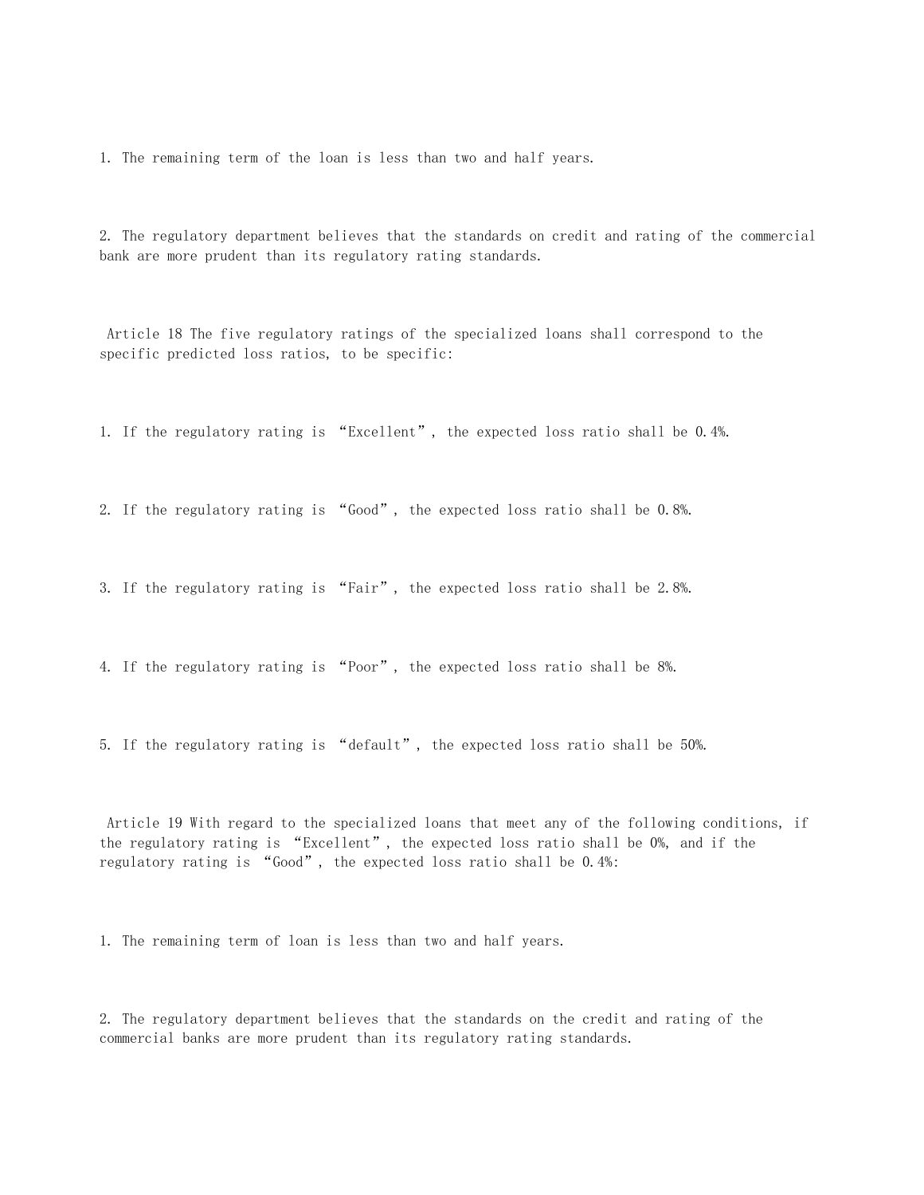1. The remaining term of the loan is less than two and half years.

2. The regulatory department believes that the standards on credit and rating of the commercial bank are more prudent than its regulatory rating standards.

Article 18 The five regulatory ratings of the specialized loans shall correspond to the specific predicted loss ratios, to be specific:

1. If the regulatory rating is “Excellent”, the expected loss ratio shall be 0.4%.

2. If the regulatory rating is “Good”, the expected loss ratio shall be 0.8%.

3. If the regulatory rating is “Fair”, the expected loss ratio shall be 2.8%.

4. If the regulatory rating is “Poor”, the expected loss ratio shall be 8%.

5. If the regulatory rating is “default”, the expected loss ratio shall be 50%.

Article 19 With regard to the specialized loans that meet any of the following conditions, if the regulatory rating is “Excellent”, the expected loss ratio shall be 0%, and if the regulatory rating is “Good”, the expected loss ratio shall be 0.4%:

1. The remaining term of loan is less than two and half years.

2. The regulatory department believes that the standards on the credit and rating of the commercial banks are more prudent than its regulatory rating standards.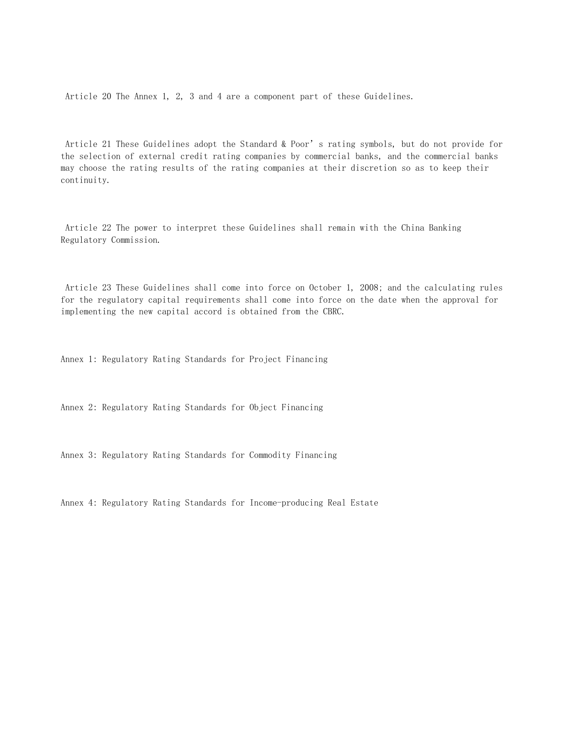Article 20 The Annex 1, 2, 3 and 4 are a component part of these Guidelines.

Article 21 These Guidelines adopt the Standard & Poor’s rating symbols, but do not provide for the selection of external credit rating companies by commercial banks, and the commercial banks may choose the rating results of the rating companies at their discretion so as to keep their continuity.

Article 22 The power to interpret these Guidelines shall remain with the China Banking Regulatory Commission.

Article 23 These Guidelines shall come into force on October 1, 2008; and the calculating rules for the regulatory capital requirements shall come into force on the date when the approval for implementing the new capital accord is obtained from the CBRC.

Annex 1: Regulatory Rating Standards for Project Financing

Annex 2: Regulatory Rating Standards for Object Financing

Annex 3: Regulatory Rating Standards for Commodity Financing

Annex 4: Regulatory Rating Standards for Income-producing Real Estate